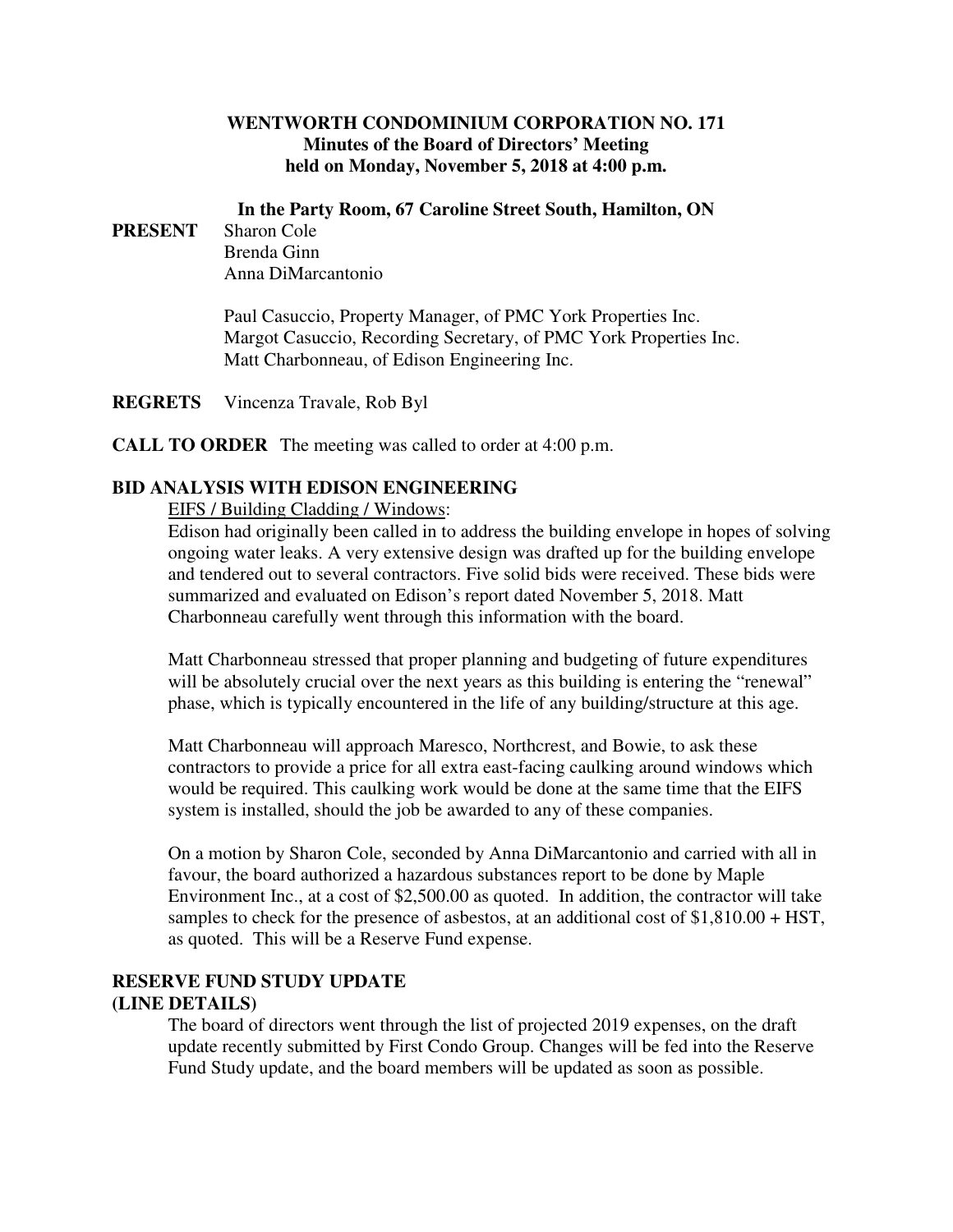**WENTWORTH CONDOMINIUM CORPORATION NO. 171**
**Minutes of the Board of Directors' Meeting**
**held on Monday, November 5, 2018 at 4:00 p.m.**

**In the Party Room, 67 Caroline Street South, Hamilton, ON**

**PRESENT** Sharon Cole
Brenda Ginn
Anna DiMarcantonio

Paul Casuccio, Property Manager, of PMC York Properties Inc.
Margot Casuccio, Recording Secretary, of PMC York Properties Inc.
Matt Charbonneau, of Edison Engineering Inc.

**REGRETS** Vincenza Travale, Rob Byl

**CALL TO ORDER** The meeting was called to order at 4:00 p.m.

**BID ANALYSIS WITH EDISON ENGINEERING**

EIFS / Building Cladding / Windows:

Edison had originally been called in to address the building envelope in hopes of solving ongoing water leaks. A very extensive design was drafted up for the building envelope and tendered out to several contractors. Five solid bids were received. These bids were summarized and evaluated on Edison's report dated November 5, 2018. Matt Charbonneau carefully went through this information with the board.

Matt Charbonneau stressed that proper planning and budgeting of future expenditures will be absolutely crucial over the next years as this building is entering the "renewal" phase, which is typically encountered in the life of any building/structure at this age.

Matt Charbonneau will approach Maresco, Northcrest, and Bowie, to ask these contractors to provide a price for all extra east-facing caulking around windows which would be required. This caulking work would be done at the same time that the EIFS system is installed, should the job be awarded to any of these companies.

On a motion by Sharon Cole, seconded by Anna DiMarcantonio and carried with all in favour, the board authorized a hazardous substances report to be done by Maple Environment Inc., at a cost of $2,500.00 as quoted. In addition, the contractor will take samples to check for the presence of asbestos, at an additional cost of $1,810.00 + HST, as quoted. This will be a Reserve Fund expense.

**RESERVE FUND STUDY UPDATE**
**(LINE DETAILS)**

The board of directors went through the list of projected 2019 expenses, on the draft update recently submitted by First Condo Group. Changes will be fed into the Reserve Fund Study update, and the board members will be updated as soon as possible.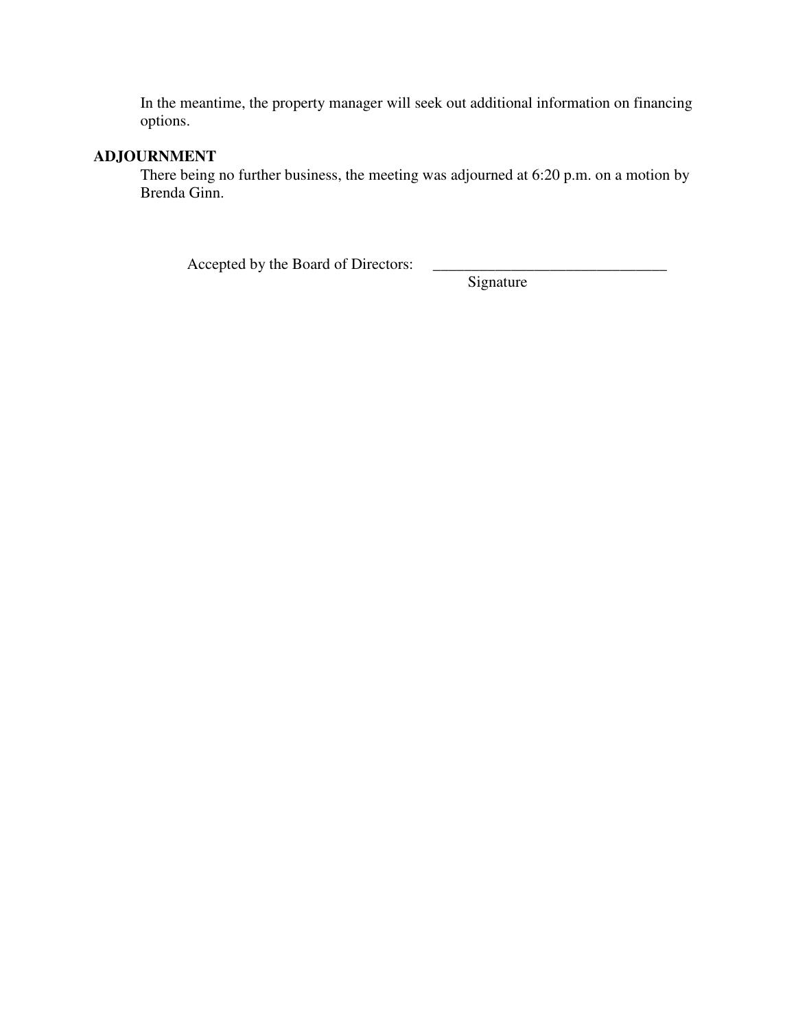In the meantime, the property manager will seek out additional information on financing options.

**ADJOURNMENT**

There being no further business, the meeting was adjourned at 6:20 p.m. on a motion by Brenda Ginn.

Accepted by the Board of Directors: ______________________________
Signature